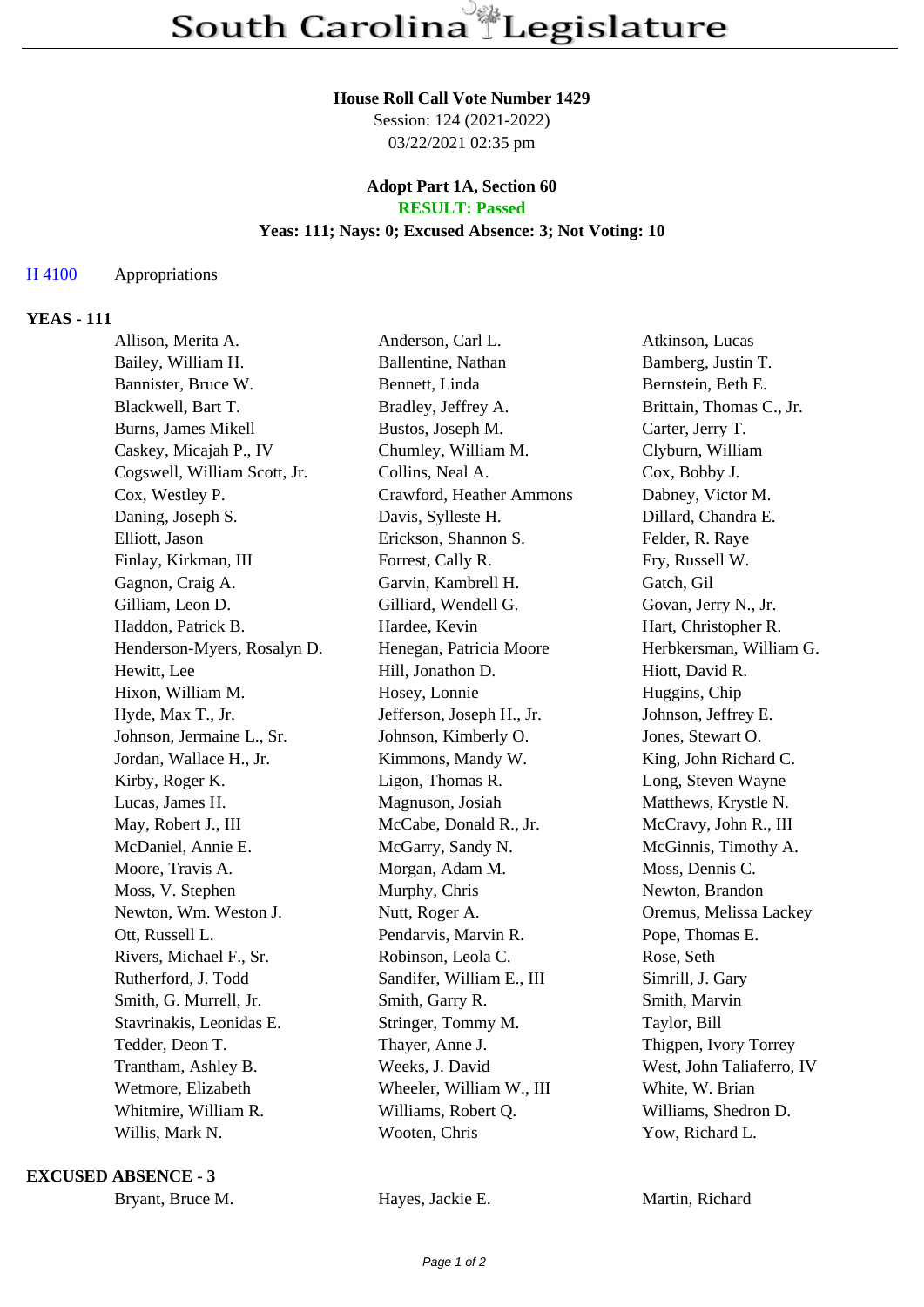# South Carolina Legislature

**House Roll Call Vote Number 1429**
Session: 124 (2021-2022)
03/22/2021 02:35 pm

**Adopt Part 1A, Section 60**
**RESULT: Passed**
**Yeas: 111; Nays: 0; Excused Absence: 3; Not Voting: 10**

H 4100 Appropriations

## YEAS - 111

| | | |
|---|---|---|
| Allison, Merita A. | Anderson, Carl L. | Atkinson, Lucas |
| Bailey, William H. | Ballentine, Nathan | Bamberg, Justin T. |
| Bannister, Bruce W. | Bennett, Linda | Bernstein, Beth E. |
| Blackwell, Bart T. | Bradley, Jeffrey A. | Brittain, Thomas C., Jr. |
| Burns, James Mikell | Bustos, Joseph M. | Carter, Jerry T. |
| Caskey, Micajah P., IV | Chumley, William M. | Clyburn, William |
| Cogswell, William Scott, Jr. | Collins, Neal A. | Cox, Bobby J. |
| Cox, Westley P. | Crawford, Heather Ammons | Dabney, Victor M. |
| Daning, Joseph S. | Davis, Sylleste H. | Dillard, Chandra E. |
| Elliott, Jason | Erickson, Shannon S. | Felder, R. Raye |
| Finlay, Kirkman, III | Forrest, Cally R. | Fry, Russell W. |
| Gagnon, Craig A. | Garvin, Kambrell H. | Gatch, Gil |
| Gilliam, Leon D. | Gilliard, Wendell G. | Govan, Jerry N., Jr. |
| Haddon, Patrick B. | Hardee, Kevin | Hart, Christopher R. |
| Henderson-Myers, Rosalyn D. | Henegan, Patricia Moore | Herbkersman, William G. |
| Hewitt, Lee | Hill, Jonathon D. | Hiott, David R. |
| Hixon, William M. | Hosey, Lonnie | Huggins, Chip |
| Hyde, Max T., Jr. | Jefferson, Joseph H., Jr. | Johnson, Jeffrey E. |
| Johnson, Jermaine L., Sr. | Johnson, Kimberly O. | Jones, Stewart O. |
| Jordan, Wallace H., Jr. | Kimmons, Mandy W. | King, John Richard C. |
| Kirby, Roger K. | Ligon, Thomas R. | Long, Steven Wayne |
| Lucas, James H. | Magnuson, Josiah | Matthews, Krystle N. |
| May, Robert J., III | McCabe, Donald R., Jr. | McCravy, John R., III |
| McDaniel, Annie E. | McGarry, Sandy N. | McGinnis, Timothy A. |
| Moore, Travis A. | Morgan, Adam M. | Moss, Dennis C. |
| Moss, V. Stephen | Murphy, Chris | Newton, Brandon |
| Newton, Wm. Weston J. | Nutt, Roger A. | Oremus, Melissa Lackey |
| Ott, Russell L. | Pendarvis, Marvin R. | Pope, Thomas E. |
| Rivers, Michael F., Sr. | Robinson, Leola C. | Rose, Seth |
| Rutherford, J. Todd | Sandifer, William E., III | Simrill, J. Gary |
| Smith, G. Murrell, Jr. | Smith, Garry R. | Smith, Marvin |
| Stavrinakis, Leonidas E. | Stringer, Tommy M. | Taylor, Bill |
| Tedder, Deon T. | Thayer, Anne J. | Thigpen, Ivory Torrey |
| Trantham, Ashley B. | Weeks, J. David | West, John Taliaferro, IV |
| Wetmore, Elizabeth | Wheeler, William W., III | White, W. Brian |
| Whitmire, William R. | Williams, Robert Q. | Williams, Shedron D. |
| Willis, Mark N. | Wooten, Chris | Yow, Richard L. |

## EXCUSED ABSENCE - 3

| | | |
|---|---|---|
| Bryant, Bruce M. | Hayes, Jackie E. | Martin, Richard |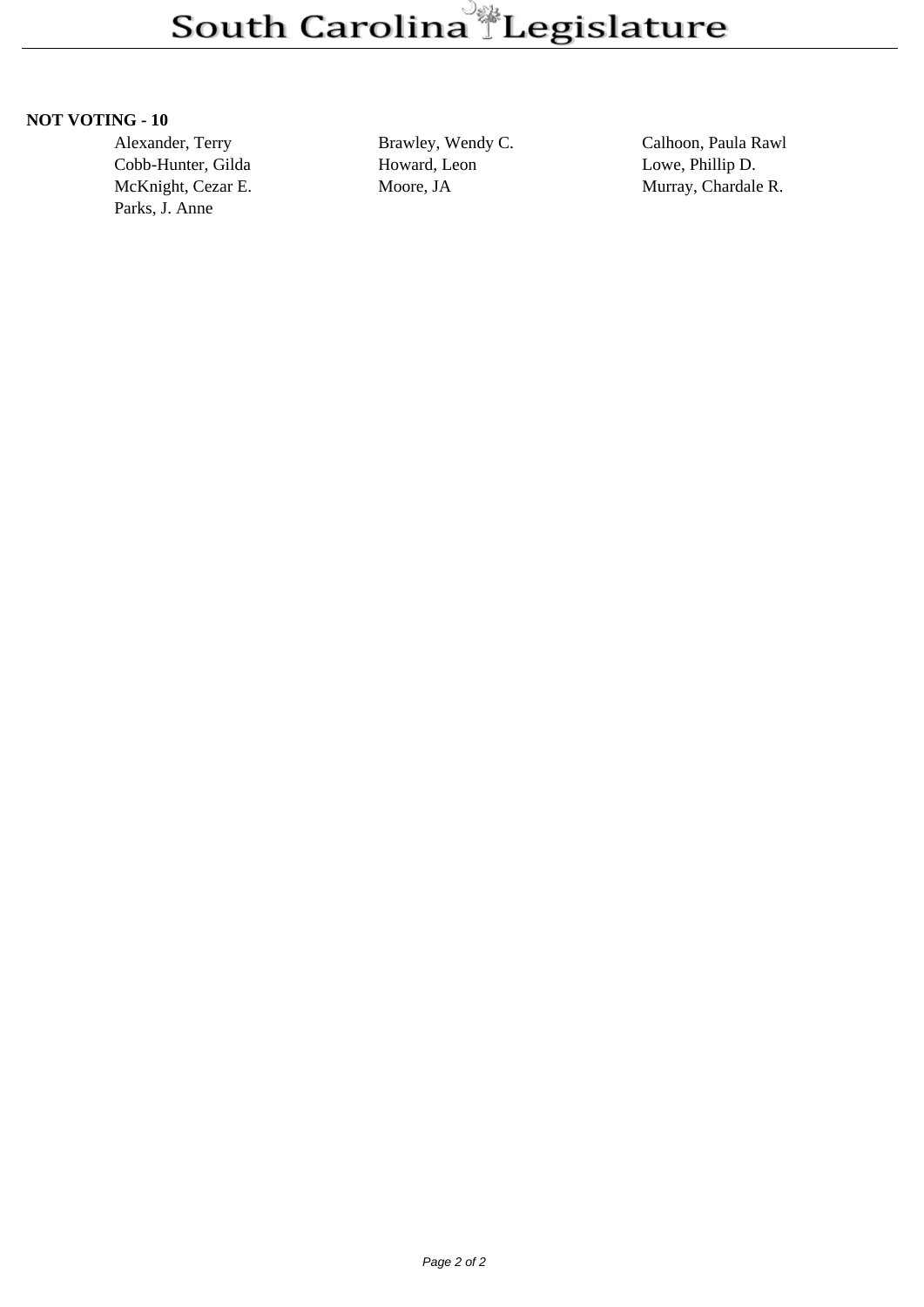**NOT VOTING - 10**

| | | |
|---|---|---|
| Alexander, Terry | Brawley, Wendy C. | Calhoon, Paula Rawl |
| Cobb-Hunter, Gilda | Howard, Leon | Lowe, Phillip D. |
| McKnight, Cezar E. | Moore, JA | Murray, Chardale R. |
| Parks, J. Anne | | |